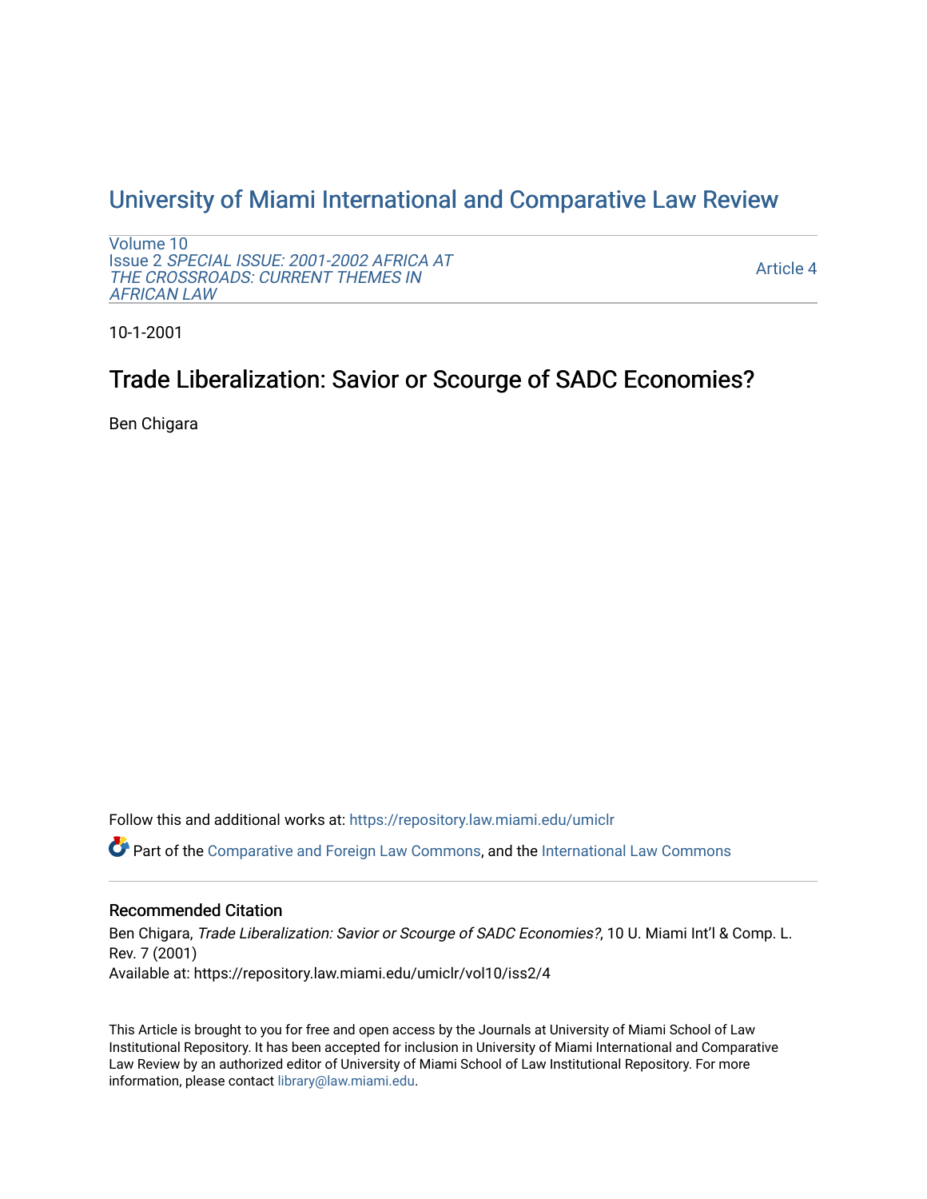# University of Miami International and Comparative Law Review

Volume 10
Issue 2 *SPECIAL ISSUE: 2001-2002 AFRICA AT THE CROSSROADS: CURRENT THEMES IN AFRICAN LAW*

Article 4

10-1-2001

## Trade Liberalization: Savior or Scourge of SADC Economies?

Ben Chigara

Follow this and additional works at: https://repository.law.miami.edu/umiclr

Part of the Comparative and Foreign Law Commons, and the International Law Commons

### Recommended Citation

Ben Chigara, *Trade Liberalization: Savior or Scourge of SADC Economies?*, 10 U. Miami Int'l & Comp. L. Rev. 7 (2001)
Available at: https://repository.law.miami.edu/umiclr/vol10/iss2/4

This Article is brought to you for free and open access by the Journals at University of Miami School of Law Institutional Repository. It has been accepted for inclusion in University of Miami International and Comparative Law Review by an authorized editor of University of Miami School of Law Institutional Repository. For more information, please contact library@law.miami.edu.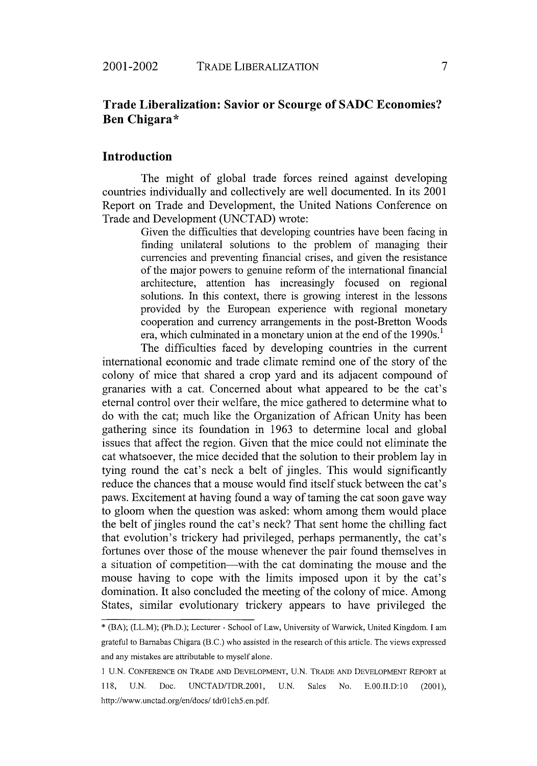## Trade Liberalization: Savior or Scourge of SADC Economies?

### Ben Chigara*

## Introduction

The might of global trade forces reined against developing countries individually and collectively are well documented. In its 2001 Report on Trade and Development, the United Nations Conference on Trade and Development (UNCTAD) wrote:

> Given the difficulties that developing countries have been facing in finding unilateral solutions to the problem of managing their currencies and preventing financial crises, and given the resistance of the major powers to genuine reform of the international financial architecture, attention has increasingly focused on regional solutions. In this context, there is growing interest in the lessons provided by the European experience with regional monetary cooperation and currency arrangements in the post-Bretton Woods era, which culminated in a monetary union at the end of the 1990s.[1]

The difficulties faced by developing countries in the current international economic and trade climate remind one of the story of the colony of mice that shared a crop yard and its adjacent compound of granaries with a cat. Concerned about what appeared to be the cat's eternal control over their welfare, the mice gathered to determine what to do with the cat; much like the Organization of African Unity has been gathering since its foundation in 1963 to determine local and global issues that affect the region. Given that the mice could not eliminate the cat whatsoever, the mice decided that the solution to their problem lay in tying round the cat's neck a belt of jingles. This would significantly reduce the chances that a mouse would find itself stuck between the cat's paws. Excitement at having found a way of taming the cat soon gave way to gloom when the question was asked: whom among them would place the belt of jingles round the cat's neck? That sent home the chilling fact that evolution's trickery had privileged, perhaps permanently, the cat's fortunes over those of the mouse whenever the pair found themselves in a situation of competition—with the cat dominating the mouse and the mouse having to cope with the limits imposed upon it by the cat's domination. It also concluded the meeting of the colony of mice. Among States, similar evolutionary trickery appears to have privileged the

---

\* (BA); (LL.M); (Ph.D.); Lecturer - School of Law, University of Warwick, United Kingdom. I am grateful to Barnabas Chigara (B.C.) who assisted in the research of this article. The views expressed and any mistakes are attributable to myself alone.

1 U.N. CONFERENCE ON TRADE AND DEVELOPMENT, U.N. TRADE AND DEVELOPMENT REPORT at 118, U.N. Doc. UNCTAD/TDR.2001, U.N. Sales No. E.00.II.D:10 (2001), http://www.unctad.org/en/docs/ tdr01ch5.en.pdf.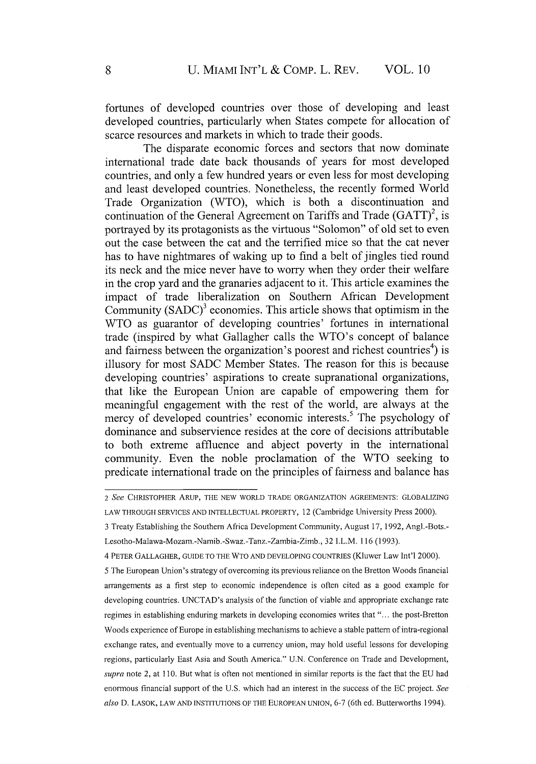fortunes of developed countries over those of developing and least developed countries, particularly when States compete for allocation of scarce resources and markets in which to trade their goods.

The disparate economic forces and sectors that now dominate international trade date back thousands of years for most developed countries, and only a few hundred years or even less for most developing and least developed countries. Nonetheless, the recently formed World Trade Organization (WTO), which is both a discontinuation and continuation of the General Agreement on Tariffs and Trade (GATT)[2], is portrayed by its protagonists as the virtuous "Solomon" of old set to even out the case between the cat and the terrified mice so that the cat never has to have nightmares of waking up to find a belt of jingles tied round its neck and the mice never have to worry when they order their welfare in the crop yard and the granaries adjacent to it. This article examines the impact of trade liberalization on Southern African Development Community (SADC)[3] economies. This article shows that optimism in the WTO as guarantor of developing countries' fortunes in international trade (inspired by what Gallagher calls the WTO's concept of balance and fairness between the organization's poorest and richest countries[4]) is illusory for most SADC Member States. The reason for this is because developing countries' aspirations to create supranational organizations, that like the European Union are capable of empowering them for meaningful engagement with the rest of the world, are always at the mercy of developed countries' economic interests.[5] The psychology of dominance and subservience resides at the core of decisions attributable to both extreme affluence and abject poverty in the international community. Even the noble proclamation of the WTO seeking to predicate international trade on the principles of fairness and balance has

---

2 *See* CHRISTOPHER ARUP, THE NEW WORLD TRADE ORGANIZATION AGREEMENTS: GLOBALIZING LAW THROUGH SERVICES AND INTELLECTUAL PROPERTY, 12 (Cambridge University Press 2000).

3 Treaty Establishing the Southern Africa Development Community, August 17, 1992, Angl.-Bots.-Lesotho-Malawa-Mozam.-Namib.-Swaz.-Tanz.-Zambia-Zimb., 32 I.L.M. 116 (1993).

4 PETER GALLAGHER, GUIDE TO THE WTO AND DEVELOPING COUNTRIES (Kluwer Law Int'l 2000).

5 The European Union's strategy of overcoming its previous reliance on the Bretton Woods financial arrangements as a first step to economic independence is often cited as a good example for developing countries. UNCTAD's analysis of the function of viable and appropriate exchange rate regimes in establishing enduring markets in developing economies writes that "... the post-Bretton Woods experience of Europe in establishing mechanisms to achieve a stable pattern of intra-regional exchange rates, and eventually move to a currency union, may hold useful lessons for developing regions, particularly East Asia and South America." U.N. Conference on Trade and Development, *supra* note 2, at 110. But what is often not mentioned in similar reports is the fact that the EU had enormous financial support of the U.S. which had an interest in the success of the EC project. *See also* D. LASOK, LAW AND INSTITUTIONS OF THE EUROPEAN UNION, 6-7 (6th ed. Butterworths 1994).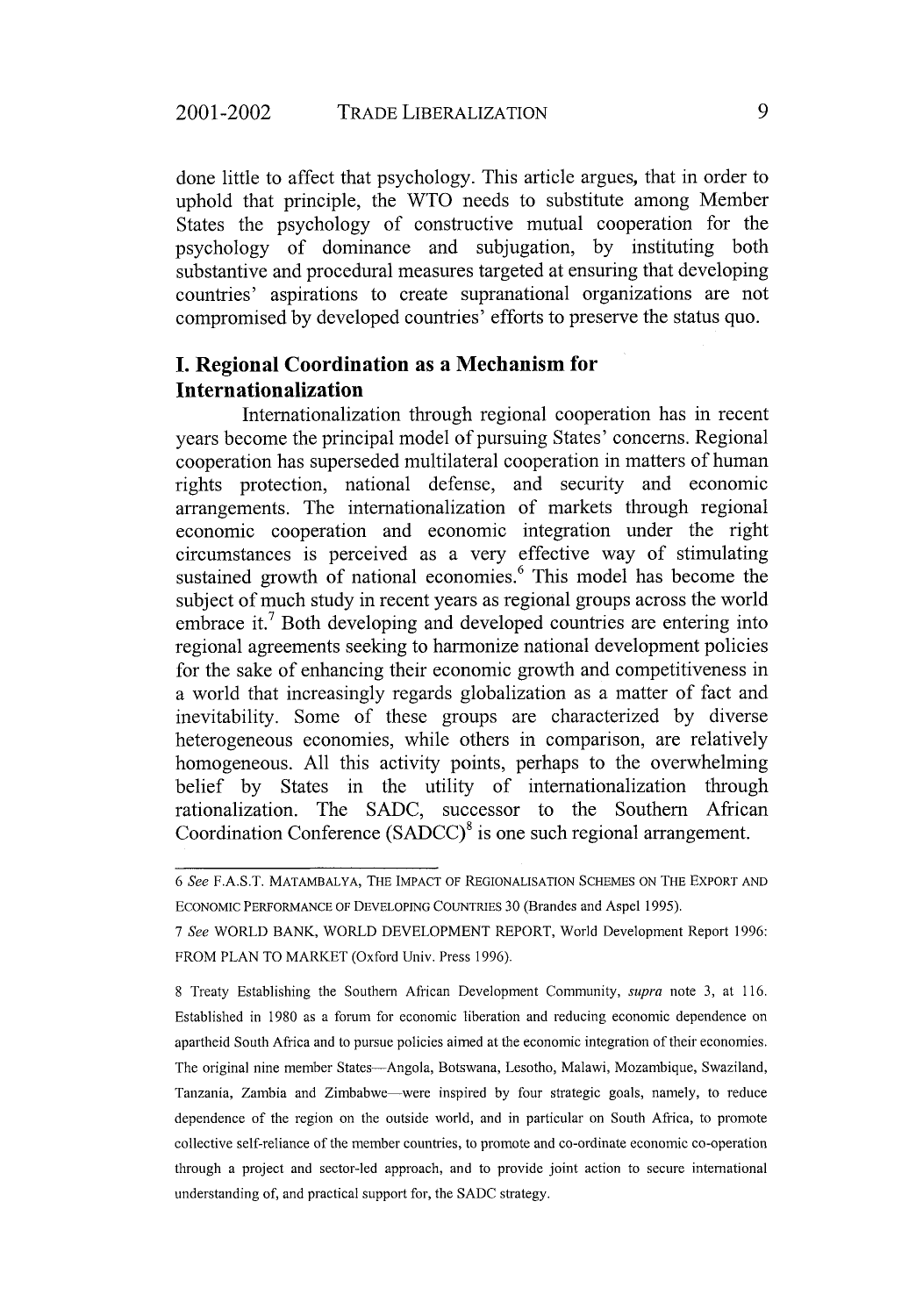done little to affect that psychology. This article argues, that in order to uphold that principle, the WTO needs to substitute among Member States the psychology of constructive mutual cooperation for the psychology of dominance and subjugation, by instituting both substantive and procedural measures targeted at ensuring that developing countries' aspirations to create supranational organizations are not compromised by developed countries' efforts to preserve the status quo.

## I. Regional Coordination as a Mechanism for Internationalization

Internationalization through regional cooperation has in recent years become the principal model of pursuing States' concerns. Regional cooperation has superseded multilateral cooperation in matters of human rights protection, national defense, and security and economic arrangements. The internationalization of markets through regional economic cooperation and economic integration under the right circumstances is perceived as a very effective way of stimulating sustained growth of national economies.[6] This model has become the subject of much study in recent years as regional groups across the world embrace it.[7] Both developing and developed countries are entering into regional agreements seeking to harmonize national development policies for the sake of enhancing their economic growth and competitiveness in a world that increasingly regards globalization as a matter of fact and inevitability. Some of these groups are characterized by diverse heterogeneous economies, while others in comparison, are relatively homogeneous. All this activity points, perhaps to the overwhelming belief by States in the utility of internationalization through rationalization. The SADC, successor to the Southern African Coordination Conference (SADCC)[8] is one such regional arrangement.

---

6 *See* F.A.S.T. MATAMBALYA, THE IMPACT OF REGIONALISATION SCHEMES ON THE EXPORT AND ECONOMIC PERFORMANCE OF DEVELOPING COUNTRIES 30 (Brandes and Aspel 1995).

7 *See* WORLD BANK, WORLD DEVELOPMENT REPORT, World Development Report 1996: FROM PLAN TO MARKET (Oxford Univ. Press 1996).

8 Treaty Establishing the Southern African Development Community, *supra* note 3, at 116. Established in 1980 as a forum for economic liberation and reducing economic dependence on apartheid South Africa and to pursue policies aimed at the economic integration of their economies. The original nine member States—Angola, Botswana, Lesotho, Malawi, Mozambique, Swaziland, Tanzania, Zambia and Zimbabwe—were inspired by four strategic goals, namely, to reduce dependence of the region on the outside world, and in particular on South Africa, to promote collective self-reliance of the member countries, to promote and co-ordinate economic co-operation through a project and sector-led approach, and to provide joint action to secure international understanding of, and practical support for, the SADC strategy.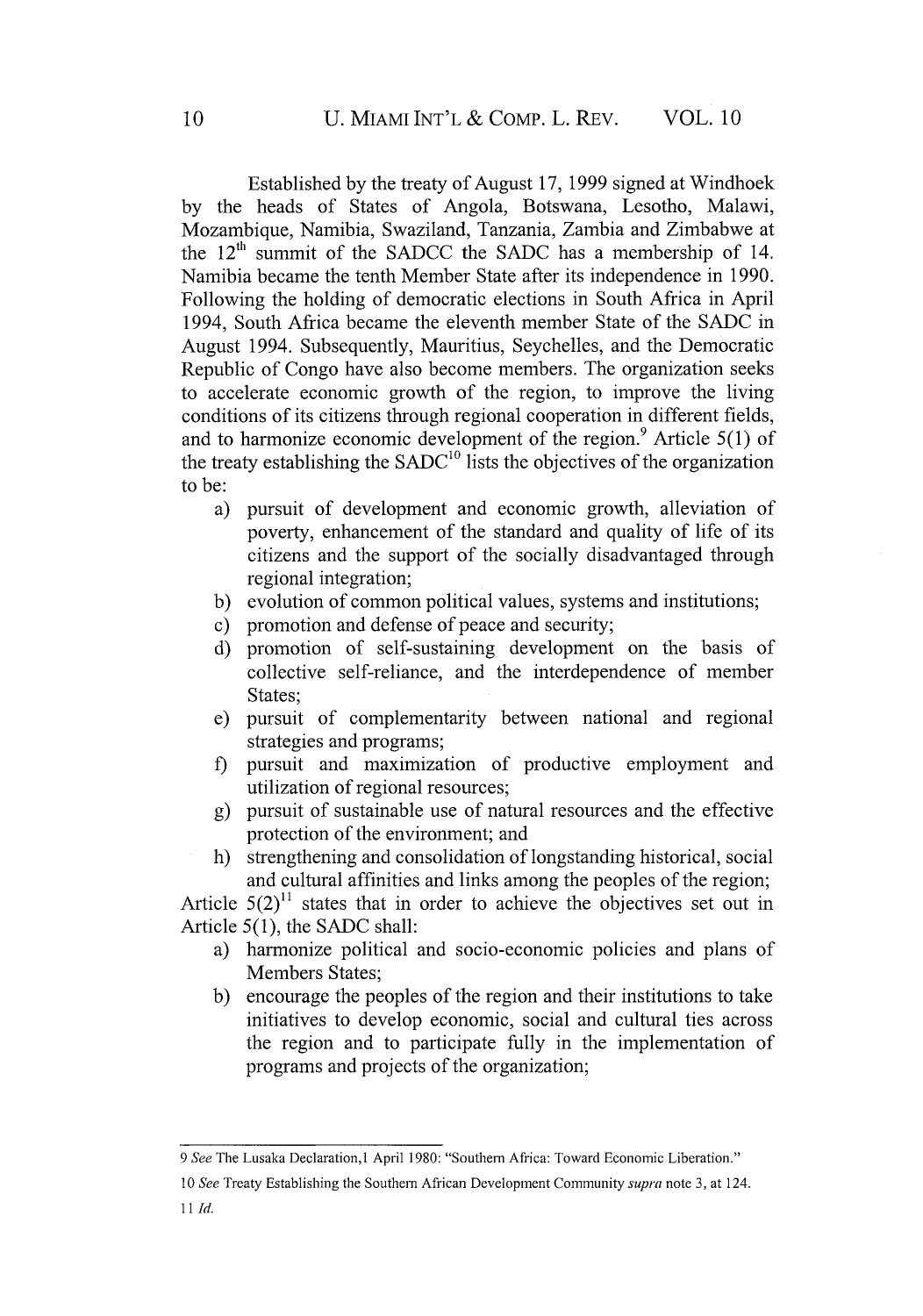Established by the treaty of August 17, 1999 signed at Windhoek by the heads of States of Angola, Botswana, Lesotho, Malawi, Mozambique, Namibia, Swaziland, Tanzania, Zambia and Zimbabwe at the 12th summit of the SADCC the SADC has a membership of 14. Namibia became the tenth Member State after its independence in 1990. Following the holding of democratic elections in South Africa in April 1994, South Africa became the eleventh member State of the SADC in August 1994. Subsequently, Mauritius, Seychelles, and the Democratic Republic of Congo have also become members. The organization seeks to accelerate economic growth of the region, to improve the living conditions of its citizens through regional cooperation in different fields, and to harmonize economic development of the region.[9] Article 5(1) of the treaty establishing the SADC[10] lists the objectives of the organization to be:

a) pursuit of development and economic growth, alleviation of poverty, enhancement of the standard and quality of life of its citizens and the support of the socially disadvantaged through regional integration;
b) evolution of common political values, systems and institutions;
c) promotion and defense of peace and security;
d) promotion of self-sustaining development on the basis of collective self-reliance, and the interdependence of member States;
e) pursuit of complementarity between national and regional strategies and programs;
f) pursuit and maximization of productive employment and utilization of regional resources;
g) pursuit of sustainable use of natural resources and the effective protection of the environment; and
h) strengthening and consolidation of longstanding historical, social and cultural affinities and links among the peoples of the region;

Article 5(2)[11] states that in order to achieve the objectives set out in Article 5(1), the SADC shall:

a) harmonize political and socio-economic policies and plans of Members States;
b) encourage the peoples of the region and their institutions to take initiatives to develop economic, social and cultural ties across the region and to participate fully in the implementation of programs and projects of the organization;

---

9 *See* The Lusaka Declaration,1 April 1980: "Southern Africa: Toward Economic Liberation."

10 *See* Treaty Establishing the Southern African Development Community *supra* note 3, at 124.

11 *Id.*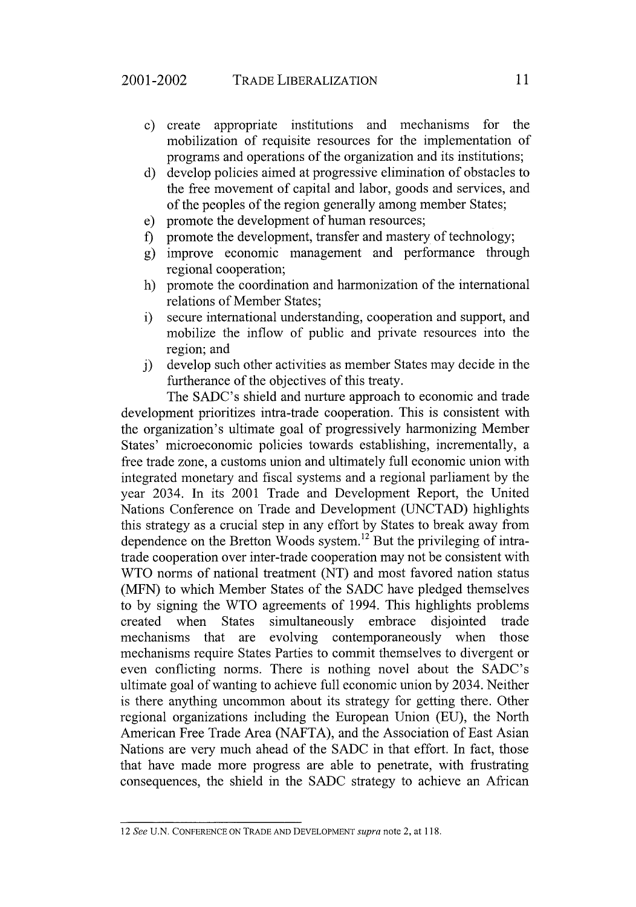c) create appropriate institutions and mechanisms for the mobilization of requisite resources for the implementation of programs and operations of the organization and its institutions;
d) develop policies aimed at progressive elimination of obstacles to the free movement of capital and labor, goods and services, and of the peoples of the region generally among member States;
e) promote the development of human resources;
f) promote the development, transfer and mastery of technology;
g) improve economic management and performance through regional cooperation;
h) promote the coordination and harmonization of the international relations of Member States;
i) secure international understanding, cooperation and support, and mobilize the inflow of public and private resources into the region; and
j) develop such other activities as member States may decide in the furtherance of the objectives of this treaty.

The SADC's shield and nurture approach to economic and trade development prioritizes intra-trade cooperation. This is consistent with the organization's ultimate goal of progressively harmonizing Member States' microeconomic policies towards establishing, incrementally, a free trade zone, a customs union and ultimately full economic union with integrated monetary and fiscal systems and a regional parliament by the year 2034. In its 2001 Trade and Development Report, the United Nations Conference on Trade and Development (UNCTAD) highlights this strategy as a crucial step in any effort by States to break away from dependence on the Bretton Woods system.[12] But the privileging of intra-trade cooperation over inter-trade cooperation may not be consistent with WTO norms of national treatment (NT) and most favored nation status (MFN) to which Member States of the SADC have pledged themselves to by signing the WTO agreements of 1994. This highlights problems created when States simultaneously embrace disjointed trade mechanisms that are evolving contemporaneously when those mechanisms require States Parties to commit themselves to divergent or even conflicting norms. There is nothing novel about the SADC's ultimate goal of wanting to achieve full economic union by 2034. Neither is there anything uncommon about its strategy for getting there. Other regional organizations including the European Union (EU), the North American Free Trade Area (NAFTA), and the Association of East Asian Nations are very much ahead of the SADC in that effort. In fact, those that have made more progress are able to penetrate, with frustrating consequences, the shield in the SADC strategy to achieve an African

---

12 *See* U.N. CONFERENCE ON TRADE AND DEVELOPMENT *supra* note 2, at 118.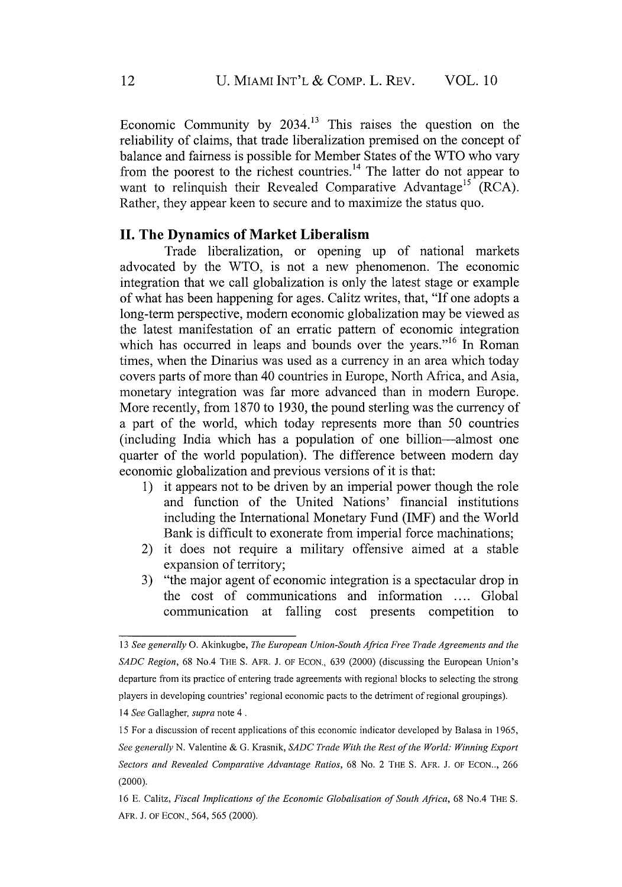Economic Community by 2034.[13] This raises the question on the reliability of claims, that trade liberalization premised on the concept of balance and fairness is possible for Member States of the WTO who vary from the poorest to the richest countries.[14] The latter do not appear to want to relinquish their Revealed Comparative Advantage[15] (RCA). Rather, they appear keen to secure and to maximize the status quo.

## II. The Dynamics of Market Liberalism

Trade liberalization, or opening up of national markets advocated by the WTO, is not a new phenomenon. The economic integration that we call globalization is only the latest stage or example of what has been happening for ages. Calitz writes, that, "If one adopts a long-term perspective, modern economic globalization may be viewed as the latest manifestation of an erratic pattern of economic integration which has occurred in leaps and bounds over the years."[16] In Roman times, when the Dinarius was used as a currency in an area which today covers parts of more than 40 countries in Europe, North Africa, and Asia, monetary integration was far more advanced than in modern Europe. More recently, from 1870 to 1930, the pound sterling was the currency of a part of the world, which today represents more than 50 countries (including India which has a population of one billion—almost one quarter of the world population). The difference between modern day economic globalization and previous versions of it is that:

1) it appears not to be driven by an imperial power though the role and function of the United Nations' financial institutions including the International Monetary Fund (IMF) and the World Bank is difficult to exonerate from imperial force machinations;
2) it does not require a military offensive aimed at a stable expansion of territory;
3) "the major agent of economic integration is a spectacular drop in the cost of communications and information .... Global communication at falling cost presents competition to

---

13 *See generally* O. Akinkugbe, *The European Union-South Africa Free Trade Agreements and the SADC Region*, 68 No.4 THE S. AFR. J. OF ECON., 639 (2000) (discussing the European Union's departure from its practice of entering trade agreements with regional blocks to selecting the strong players in developing countries' regional economic pacts to the detriment of regional groupings).

14 *See* Gallagher, *supra* note 4 .

15 For a discussion of recent applications of this economic indicator developed by Balasa in 1965, *See generally* N. Valentine & G. Krasnik, *SADC Trade With the Rest of the World: Winning Export Sectors and Revealed Comparative Advantage Ratios*, 68 No. 2 THE S. AFR. J. OF ECON.., 266 (2000).

16 E. Calitz, *Fiscal Implications of the Economic Globalisation of South Africa*, 68 No.4 THE S. AFR. J. OF ECON., 564, 565 (2000).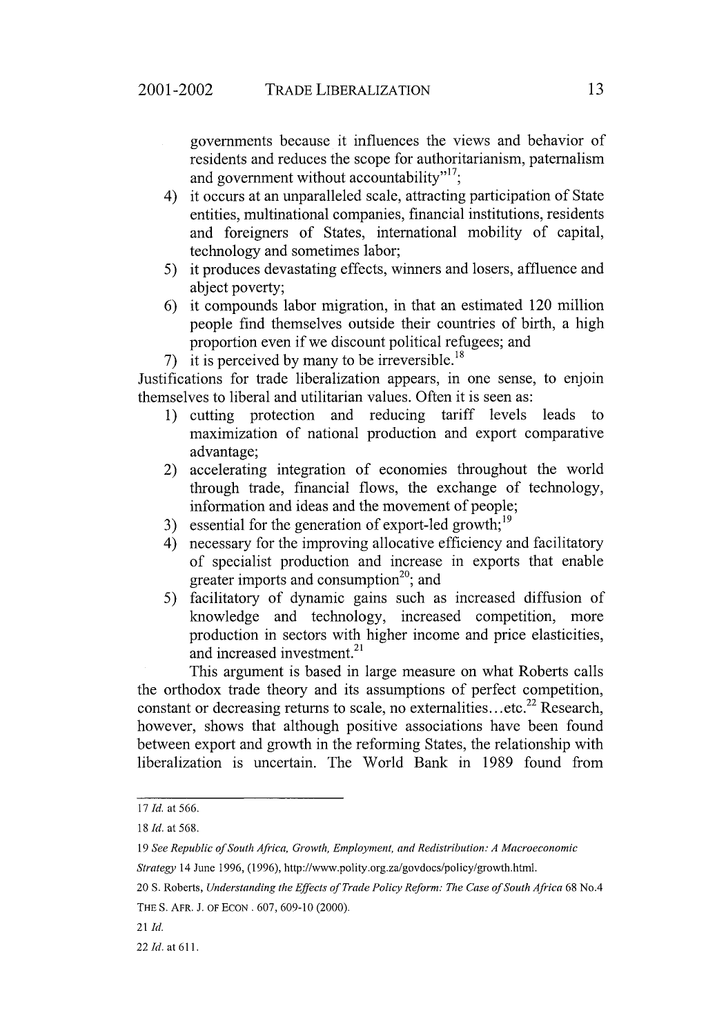governments because it influences the views and behavior of residents and reduces the scope for authoritarianism, paternalism and government without accountability"[17];

4) it occurs at an unparalleled scale, attracting participation of State entities, multinational companies, financial institutions, residents and foreigners of States, international mobility of capital, technology and sometimes labor;
5) it produces devastating effects, winners and losers, affluence and abject poverty;
6) it compounds labor migration, in that an estimated 120 million people find themselves outside their countries of birth, a high proportion even if we discount political refugees; and
7) it is perceived by many to be irreversible.[18]

Justifications for trade liberalization appears, in one sense, to enjoin themselves to liberal and utilitarian values. Often it is seen as:

1) cutting protection and reducing tariff levels leads to maximization of national production and export comparative advantage;
2) accelerating integration of economies throughout the world through trade, financial flows, the exchange of technology, information and ideas and the movement of people;
3) essential for the generation of export-led growth;[19]
4) necessary for the improving allocative efficiency and facilitatory of specialist production and increase in exports that enable greater imports and consumption[20]; and
5) facilitatory of dynamic gains such as increased diffusion of knowledge and technology, increased competition, more production in sectors with higher income and price elasticities, and increased investment.[21]

This argument is based in large measure on what Roberts calls the orthodox trade theory and its assumptions of perfect competition, constant or decreasing returns to scale, no externalities…etc.[22] Research, however, shows that although positive associations have been found between export and growth in the reforming States, the relationship with liberalization is uncertain. The World Bank in 1989 found from

---

17 *Id.* at 566.

18 *Id.* at 568.

19 *See Republic of South Africa, Growth, Employment, and Redistribution: A Macroeconomic Strategy* 14 June 1996, (1996), http://www.polity.org.za/govdocs/policy/growth.html.

20 S. Roberts, *Understanding the Effects of Trade Policy Reform: The Case of South Africa* 68 No.4 THE S. AFR. J. OF ECON . 607, 609-10 (2000).

21 *Id.*

22 *Id.* at 611.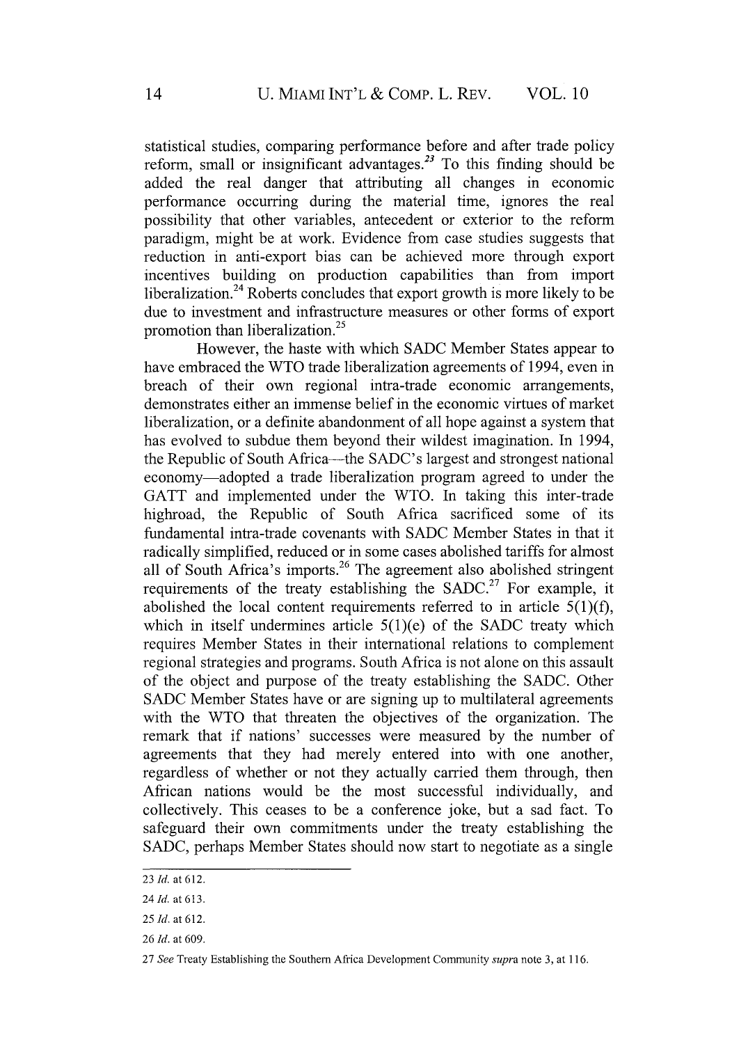statistical studies, comparing performance before and after trade policy reform, small or insignificant advantages.[23] To this finding should be added the real danger that attributing all changes in economic performance occurring during the material time, ignores the real possibility that other variables, antecedent or exterior to the reform paradigm, might be at work. Evidence from case studies suggests that reduction in anti-export bias can be achieved more through export incentives building on production capabilities than from import liberalization.[24] Roberts concludes that export growth is more likely to be due to investment and infrastructure measures or other forms of export promotion than liberalization.[25]

However, the haste with which SADC Member States appear to have embraced the WTO trade liberalization agreements of 1994, even in breach of their own regional intra-trade economic arrangements, demonstrates either an immense belief in the economic virtues of market liberalization, or a definite abandonment of all hope against a system that has evolved to subdue them beyond their wildest imagination. In 1994, the Republic of South Africa—the SADC's largest and strongest national economy—adopted a trade liberalization program agreed to under the GATT and implemented under the WTO. In taking this inter-trade highroad, the Republic of South Africa sacrificed some of its fundamental intra-trade covenants with SADC Member States in that it radically simplified, reduced or in some cases abolished tariffs for almost all of South Africa's imports.[26] The agreement also abolished stringent requirements of the treaty establishing the SADC.[27] For example, it abolished the local content requirements referred to in article 5(1)(f), which in itself undermines article 5(1)(e) of the SADC treaty which requires Member States in their international relations to complement regional strategies and programs. South Africa is not alone on this assault of the object and purpose of the treaty establishing the SADC. Other SADC Member States have or are signing up to multilateral agreements with the WTO that threaten the objectives of the organization. The remark that if nations' successes were measured by the number of agreements that they had merely entered into with one another, regardless of whether or not they actually carried them through, then African nations would be the most successful individually, and collectively. This ceases to be a conference joke, but a sad fact. To safeguard their own commitments under the treaty establishing the SADC, perhaps Member States should now start to negotiate as a single

---

23 *Id.* at 612.

24 *Id.* at 613.

25 *Id.* at 612.

26 *Id.* at 609.

27 *See* Treaty Establishing the Southern Africa Development Community *supra* note 3, at 116.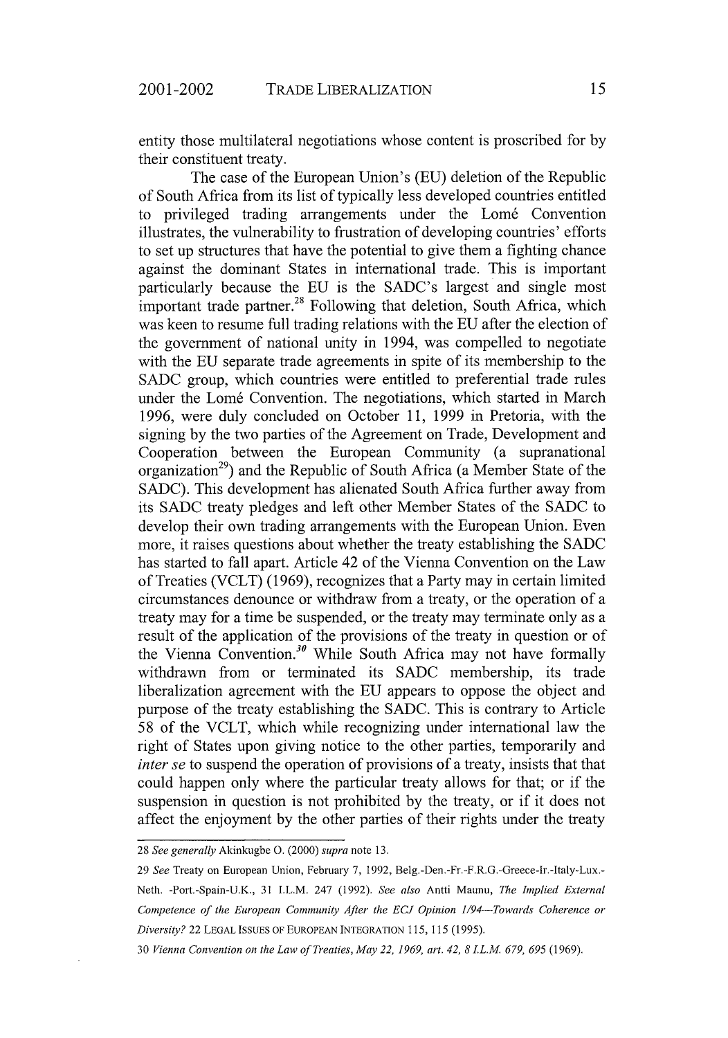entity those multilateral negotiations whose content is proscribed for by their constituent treaty.

The case of the European Union's (EU) deletion of the Republic of South Africa from its list of typically less developed countries entitled to privileged trading arrangements under the Lomé Convention illustrates, the vulnerability to frustration of developing countries' efforts to set up structures that have the potential to give them a fighting chance against the dominant States in international trade. This is important particularly because the EU is the SADC's largest and single most important trade partner.[28] Following that deletion, South Africa, which was keen to resume full trading relations with the EU after the election of the government of national unity in 1994, was compelled to negotiate with the EU separate trade agreements in spite of its membership to the SADC group, which countries were entitled to preferential trade rules under the Lomé Convention. The negotiations, which started in March 1996, were duly concluded on October 11, 1999 in Pretoria, with the signing by the two parties of the Agreement on Trade, Development and Cooperation between the European Community (a supranational organization[29]) and the Republic of South Africa (a Member State of the SADC). This development has alienated South Africa further away from its SADC treaty pledges and left other Member States of the SADC to develop their own trading arrangements with the European Union. Even more, it raises questions about whether the treaty establishing the SADC has started to fall apart. Article 42 of the Vienna Convention on the Law of Treaties (VCLT) (1969), recognizes that a Party may in certain limited circumstances denounce or withdraw from a treaty, or the operation of a treaty may for a time be suspended, or the treaty may terminate only as a result of the application of the provisions of the treaty in question or of the Vienna Convention.[30] While South Africa may not have formally withdrawn from or terminated its SADC membership, its trade liberalization agreement with the EU appears to oppose the object and purpose of the treaty establishing the SADC. This is contrary to Article 58 of the VCLT, which while recognizing under international law the right of States upon giving notice to the other parties, temporarily and *inter se* to suspend the operation of provisions of a treaty, insists that that could happen only where the particular treaty allows for that; or if the suspension in question is not prohibited by the treaty, or if it does not affect the enjoyment by the other parties of their rights under the treaty

---

28 *See generally* Akinkugbe O. (2000) *supra* note 13.

29 *See* Treaty on European Union, February 7, 1992, Belg.-Den.-Fr.-F.R.G.-Greece-Ir.-Italy-Lux.-Neth. -Port.-Spain-U.K., 31 I.L.M. 247 (1992). *See also* Antti Maunu, *The Implied External Competence of the European Community After the ECJ Opinion 1/94—Towards Coherence or Diversity?* 22 LEGAL ISSUES OF EUROPEAN INTEGRATION 115, 115 (1995).

30 *Vienna Convention on the Law of Treaties, May 22, 1969, art. 42, 8 I.L.M. 679, 695* (1969).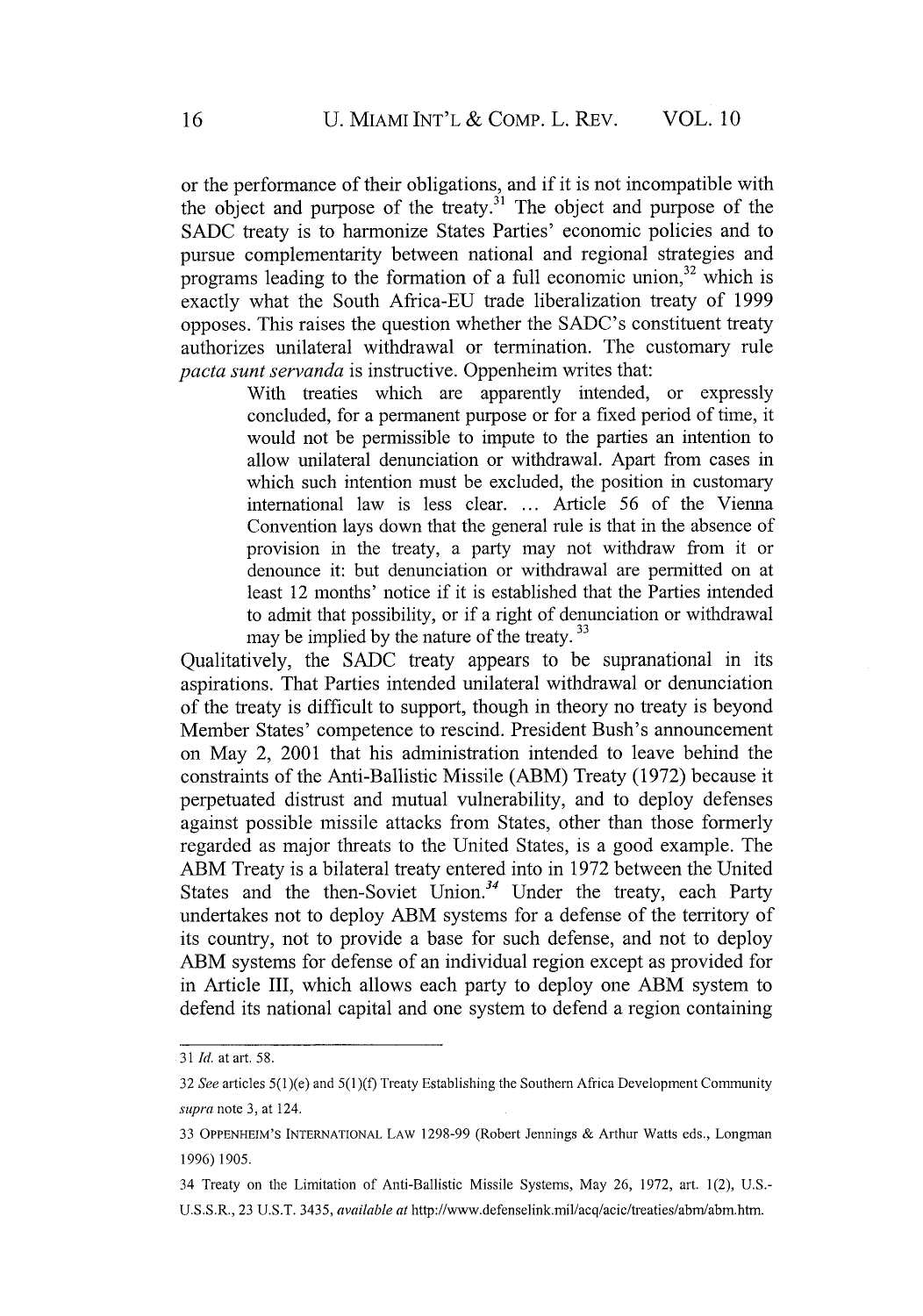or the performance of their obligations, and if it is not incompatible with the object and purpose of the treaty.[31] The object and purpose of the SADC treaty is to harmonize States Parties' economic policies and to pursue complementarity between national and regional strategies and programs leading to the formation of a full economic union,[32] which is exactly what the South Africa-EU trade liberalization treaty of 1999 opposes. This raises the question whether the SADC's constituent treaty authorizes unilateral withdrawal or termination. The customary rule *pacta sunt servanda* is instructive. Oppenheim writes that:

> With treaties which are apparently intended, or expressly concluded, for a permanent purpose or for a fixed period of time, it would not be permissible to impute to the parties an intention to allow unilateral denunciation or withdrawal. Apart from cases in which such intention must be excluded, the position in customary international law is less clear. ... Article 56 of the Vienna Convention lays down that the general rule is that in the absence of provision in the treaty, a party may not withdraw from it or denounce it: but denunciation or withdrawal are permitted on at least 12 months' notice if it is established that the Parties intended to admit that possibility, or if a right of denunciation or withdrawal may be implied by the nature of the treaty.[33]

Qualitatively, the SADC treaty appears to be supranational in its aspirations. That Parties intended unilateral withdrawal or denunciation of the treaty is difficult to support, though in theory no treaty is beyond Member States' competence to rescind. President Bush's announcement on May 2, 2001 that his administration intended to leave behind the constraints of the Anti-Ballistic Missile (ABM) Treaty (1972) because it perpetuated distrust and mutual vulnerability, and to deploy defenses against possible missile attacks from States, other than those formerly regarded as major threats to the United States, is a good example. The ABM Treaty is a bilateral treaty entered into in 1972 between the United States and the then-Soviet Union.[34] Under the treaty, each Party undertakes not to deploy ABM systems for a defense of the territory of its country, not to provide a base for such defense, and not to deploy ABM systems for defense of an individual region except as provided for in Article III, which allows each party to deploy one ABM system to defend its national capital and one system to defend a region containing

---

31 *Id.* at art. 58.

32 *See* articles 5(1)(e) and 5(1)(f) Treaty Establishing the Southern Africa Development Community *supra* note 3, at 124.

33 OPPENHEIM'S INTERNATIONAL LAW 1298-99 (Robert Jennings & Arthur Watts eds., Longman 1996) 1905.

34 Treaty on the Limitation of Anti-Ballistic Missile Systems, May 26, 1972, art. 1(2), U.S.-U.S.S.R., 23 U.S.T. 3435, *available at* http://www.defenselink.mil/acq/acic/treaties/abm/abm.htm.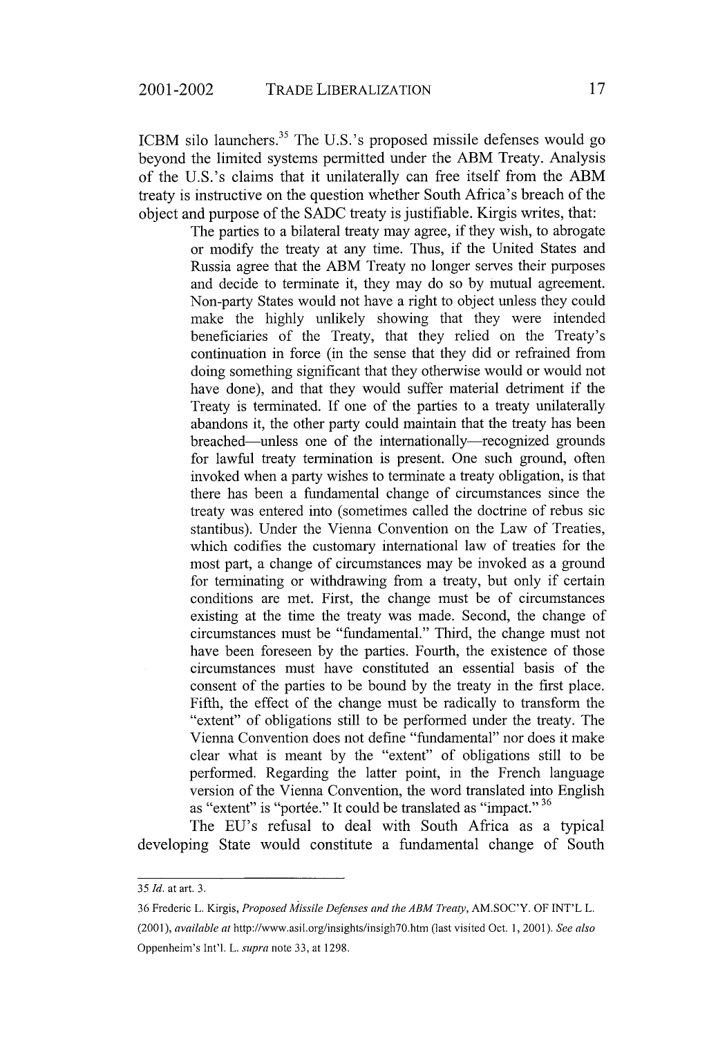ICBM silo launchers.[35] The U.S.'s proposed missile defenses would go beyond the limited systems permitted under the ABM Treaty. Analysis of the U.S.'s claims that it unilaterally can free itself from the ABM treaty is instructive on the question whether South Africa's breach of the object and purpose of the SADC treaty is justifiable. Kirgis writes, that:

> The parties to a bilateral treaty may agree, if they wish, to abrogate or modify the treaty at any time. Thus, if the United States and Russia agree that the ABM Treaty no longer serves their purposes and decide to terminate it, they may do so by mutual agreement. Non-party States would not have a right to object unless they could make the highly unlikely showing that they were intended beneficiaries of the Treaty, that they relied on the Treaty's continuation in force (in the sense that they did or refrained from doing something significant that they otherwise would or would not have done), and that they would suffer material detriment if the Treaty is terminated. If one of the parties to a treaty unilaterally abandons it, the other party could maintain that the treaty has been breached—unless one of the internationally—recognized grounds for lawful treaty termination is present. One such ground, often invoked when a party wishes to terminate a treaty obligation, is that there has been a fundamental change of circumstances since the treaty was entered into (sometimes called the doctrine of rebus sic stantibus). Under the Vienna Convention on the Law of Treaties, which codifies the customary international law of treaties for the most part, a change of circumstances may be invoked as a ground for terminating or withdrawing from a treaty, but only if certain conditions are met. First, the change must be of circumstances existing at the time the treaty was made. Second, the change of circumstances must be "fundamental." Third, the change must not have been foreseen by the parties. Fourth, the existence of those circumstances must have constituted an essential basis of the consent of the parties to be bound by the treaty in the first place. Fifth, the effect of the change must be radically to transform the "extent" of obligations still to be performed under the treaty. The Vienna Convention does not define "fundamental" nor does it make clear what is meant by the "extent" of obligations still to be performed. Regarding the latter point, in the French language version of the Vienna Convention, the word translated into English as "extent" is "portée." It could be translated as "impact."[36]

The EU's refusal to deal with South Africa as a typical developing State would constitute a fundamental change of South

---

35 *Id.* at art. 3.

36 Frederic L. Kirgis, *Proposed Missile Defenses and the ABM Treaty*, AM.SOC'Y. OF INT'L L. (2001), *available at* http://www.asil.org/insights/insigh70.htm (last visited Oct. 1, 2001). *See also* Oppenheim's Int'l. L. *supra* note 33, at 1298.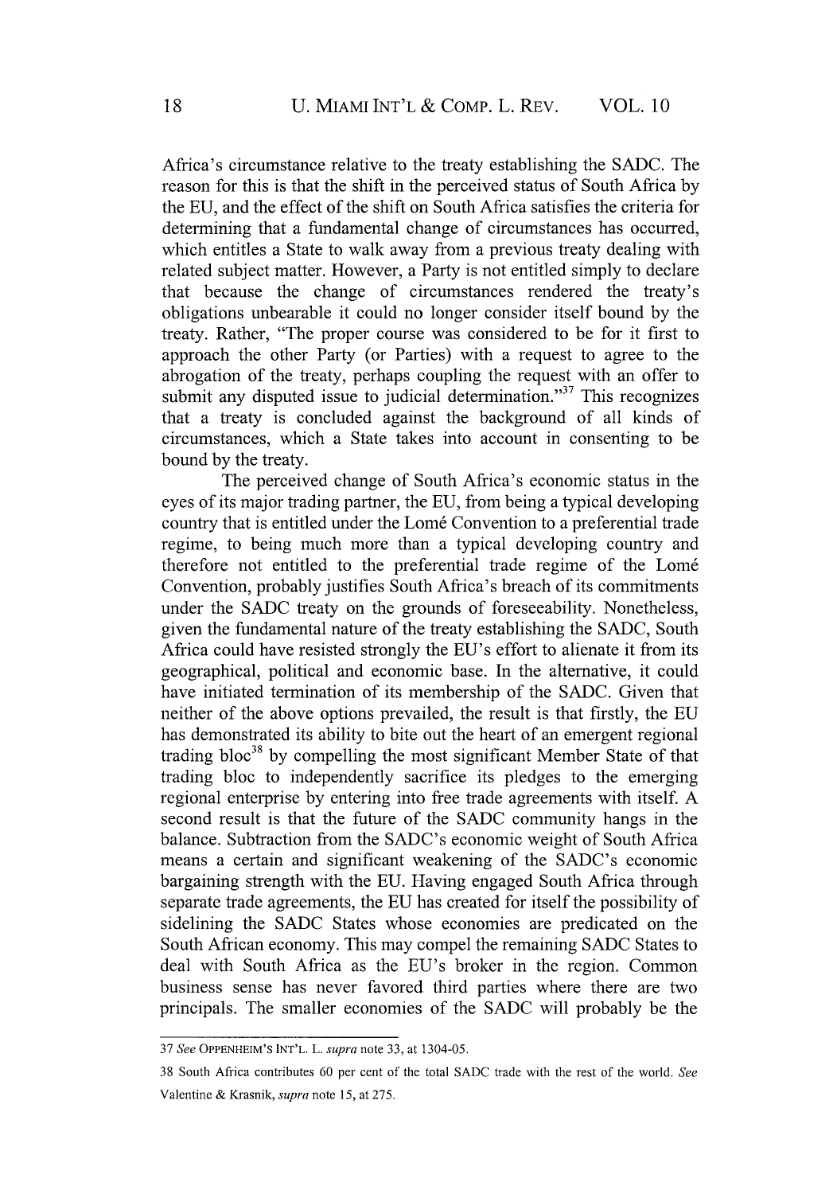Africa's circumstance relative to the treaty establishing the SADC. The reason for this is that the shift in the perceived status of South Africa by the EU, and the effect of the shift on South Africa satisfies the criteria for determining that a fundamental change of circumstances has occurred, which entitles a State to walk away from a previous treaty dealing with related subject matter. However, a Party is not entitled simply to declare that because the change of circumstances rendered the treaty's obligations unbearable it could no longer consider itself bound by the treaty. Rather, "The proper course was considered to be for it first to approach the other Party (or Parties) with a request to agree to the abrogation of the treaty, perhaps coupling the request with an offer to submit any disputed issue to judicial determination."[37] This recognizes that a treaty is concluded against the background of all kinds of circumstances, which a State takes into account in consenting to be bound by the treaty.

The perceived change of South Africa's economic status in the eyes of its major trading partner, the EU, from being a typical developing country that is entitled under the Lomé Convention to a preferential trade regime, to being much more than a typical developing country and therefore not entitled to the preferential trade regime of the Lomé Convention, probably justifies South Africa's breach of its commitments under the SADC treaty on the grounds of foreseeability. Nonetheless, given the fundamental nature of the treaty establishing the SADC, South Africa could have resisted strongly the EU's effort to alienate it from its geographical, political and economic base. In the alternative, it could have initiated termination of its membership of the SADC. Given that neither of the above options prevailed, the result is that firstly, the EU has demonstrated its ability to bite out the heart of an emergent regional trading bloc[38] by compelling the most significant Member State of that trading bloc to independently sacrifice its pledges to the emerging regional enterprise by entering into free trade agreements with itself. A second result is that the future of the SADC community hangs in the balance. Subtraction from the SADC's economic weight of South Africa means a certain and significant weakening of the SADC's economic bargaining strength with the EU. Having engaged South Africa through separate trade agreements, the EU has created for itself the possibility of sidelining the SADC States whose economies are predicated on the South African economy. This may compel the remaining SADC States to deal with South Africa as the EU's broker in the region. Common business sense has never favored third parties where there are two principals. The smaller economies of the SADC will probably be the

---

37 *See* OPPENHEIM'S INT'L. L. *supra* note 33, at 1304-05.

38 South Africa contributes 60 per cent of the total SADC trade with the rest of the world. *See* Valentine & Krasnik, *supra* note 15, at 275.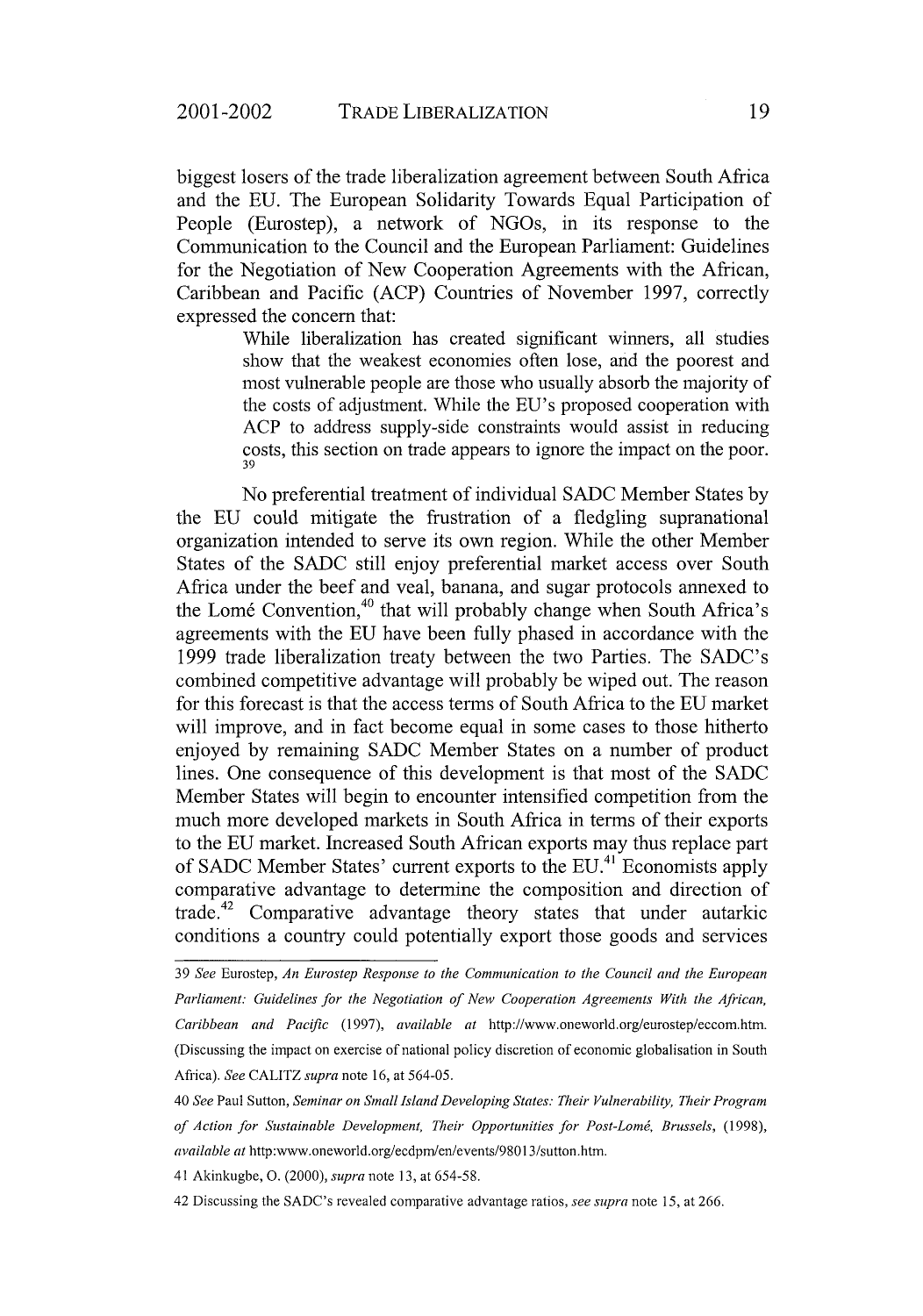biggest losers of the trade liberalization agreement between South Africa and the EU. The European Solidarity Towards Equal Participation of People (Eurostep), a network of NGOs, in its response to the Communication to the Council and the European Parliament: Guidelines for the Negotiation of New Cooperation Agreements with the African, Caribbean and Pacific (ACP) Countries of November 1997, correctly expressed the concern that:

> While liberalization has created significant winners, all studies show that the weakest economies often lose, and the poorest and most vulnerable people are those who usually absorb the majority of the costs of adjustment. While the EU's proposed cooperation with ACP to address supply-side constraints would assist in reducing costs, this section on trade appears to ignore the impact on the poor. [39]

No preferential treatment of individual SADC Member States by the EU could mitigate the frustration of a fledgling supranational organization intended to serve its own region. While the other Member States of the SADC still enjoy preferential market access over South Africa under the beef and veal, banana, and sugar protocols annexed to the Lomé Convention,[40] that will probably change when South Africa's agreements with the EU have been fully phased in accordance with the 1999 trade liberalization treaty between the two Parties. The SADC's combined competitive advantage will probably be wiped out. The reason for this forecast is that the access terms of South Africa to the EU market will improve, and in fact become equal in some cases to those hitherto enjoyed by remaining SADC Member States on a number of product lines. One consequence of this development is that most of the SADC Member States will begin to encounter intensified competition from the much more developed markets in South Africa in terms of their exports to the EU market. Increased South African exports may thus replace part of SADC Member States' current exports to the EU.[41] Economists apply comparative advantage to determine the composition and direction of trade.[42] Comparative advantage theory states that under autarkic conditions a country could potentially export those goods and services

---

39 *See* Eurostep, *An Eurostep Response to the Communication to the Council and the European Parliament: Guidelines for the Negotiation of New Cooperation Agreements With the African, Caribbean and Pacific* (1997), *available at* http://www.oneworld.org/eurostep/eccom.htm. (Discussing the impact on exercise of national policy discretion of economic globalisation in South Africa). *See* CALITZ *supra* note 16, at 564-05.

40 *See* Paul Sutton, *Seminar on Small Island Developing States: Their Vulnerability, Their Program of Action for Sustainable Development, Their Opportunities for Post-Lomé, Brussels*, (1998), *available at* http:www.oneworld.org/ecdpm/en/events/98013/sutton.htm.

41 Akinkugbe, O. (2000), *supra* note 13, at 654-58.

42 Discussing the SADC's revealed comparative advantage ratios, *see supra* note 15, at 266.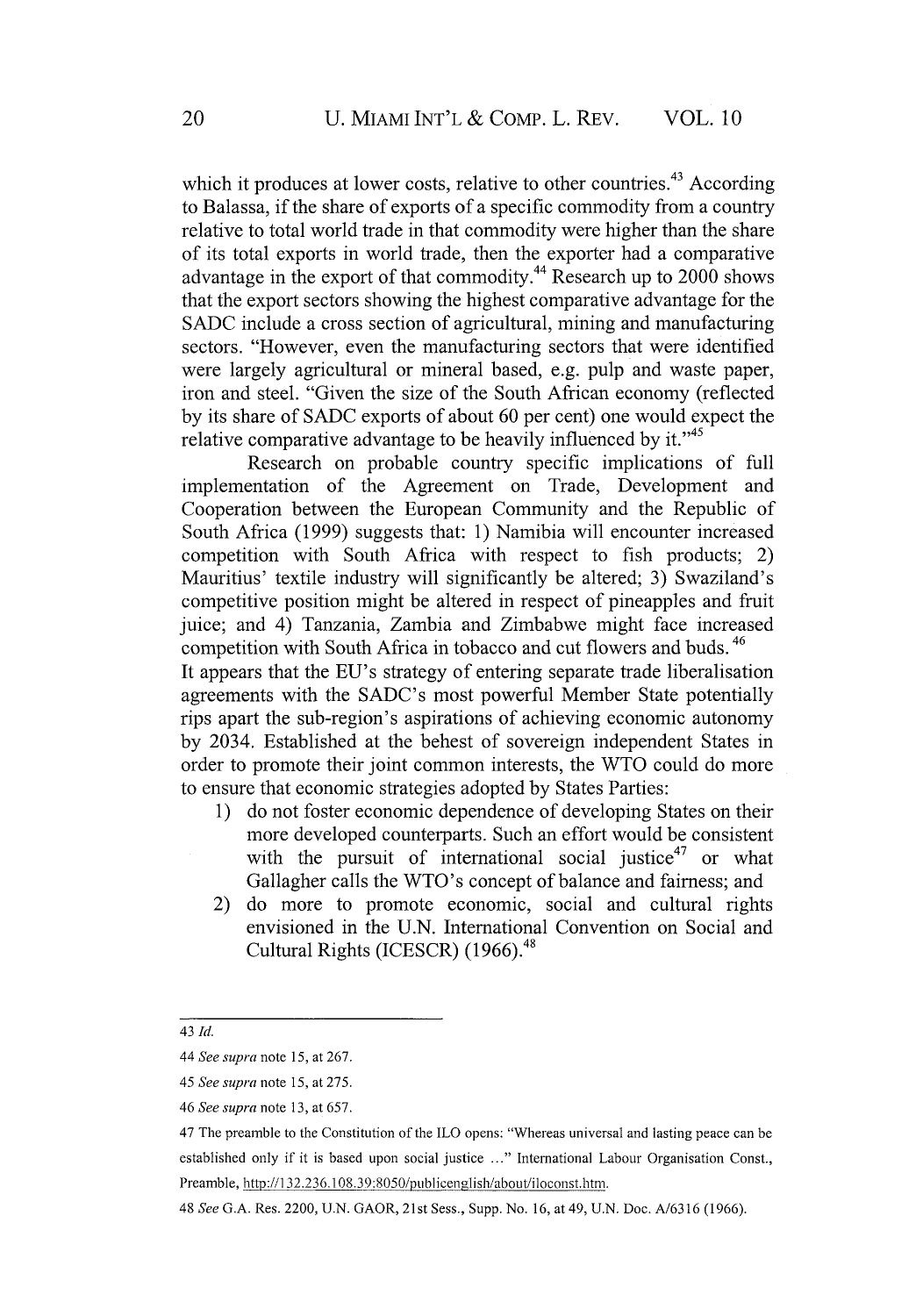which it produces at lower costs, relative to other countries.[43] According to Balassa, if the share of exports of a specific commodity from a country relative to total world trade in that commodity were higher than the share of its total exports in world trade, then the exporter had a comparative advantage in the export of that commodity.[44] Research up to 2000 shows that the export sectors showing the highest comparative advantage for the SADC include a cross section of agricultural, mining and manufacturing sectors. "However, even the manufacturing sectors that were identified were largely agricultural or mineral based, e.g. pulp and waste paper, iron and steel. "Given the size of the South African economy (reflected by its share of SADC exports of about 60 per cent) one would expect the relative comparative advantage to be heavily influenced by it."[45]

Research on probable country specific implications of full implementation of the Agreement on Trade, Development and Cooperation between the European Community and the Republic of South Africa (1999) suggests that: 1) Namibia will encounter increased competition with South Africa with respect to fish products; 2) Mauritius' textile industry will significantly be altered; 3) Swaziland's competitive position might be altered in respect of pineapples and fruit juice; and 4) Tanzania, Zambia and Zimbabwe might face increased competition with South Africa in tobacco and cut flowers and buds.[46]

It appears that the EU's strategy of entering separate trade liberalisation agreements with the SADC's most powerful Member State potentially rips apart the sub-region's aspirations of achieving economic autonomy by 2034. Established at the behest of sovereign independent States in order to promote their joint common interests, the WTO could do more to ensure that economic strategies adopted by States Parties:

1) do not foster economic dependence of developing States on their more developed counterparts. Such an effort would be consistent with the pursuit of international social justice[47] or what Gallagher calls the WTO's concept of balance and fairness; and
2) do more to promote economic, social and cultural rights envisioned in the U.N. International Convention on Social and Cultural Rights (ICESCR) (1966).[48]

---

43 *Id.*

44 *See supra* note 15, at 267.

45 *See supra* note 15, at 275.

46 *See supra* note 13, at 657.

47 The preamble to the Constitution of the ILO opens: "Whereas universal and lasting peace can be established only if it is based upon social justice ..." International Labour Organisation Const., Preamble, http://132.236.108.39:8050/publicenglish/about/iloconst.htm.

48 *See* G.A. Res. 2200, U.N. GAOR, 21st Sess., Supp. No. 16, at 49, U.N. Doc. A/6316 (1966).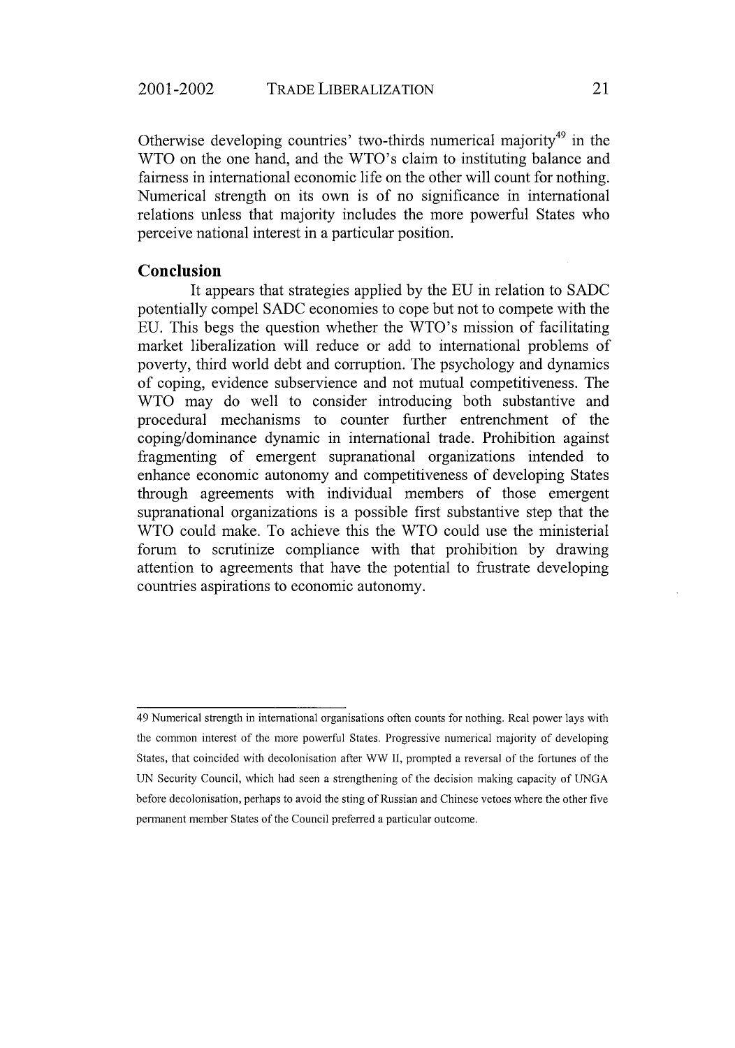Otherwise developing countries' two-thirds numerical majority[49] in the WTO on the one hand, and the WTO's claim to instituting balance and fairness in international economic life on the other will count for nothing. Numerical strength on its own is of no significance in international relations unless that majority includes the more powerful States who perceive national interest in a particular position.

## Conclusion

It appears that strategies applied by the EU in relation to SADC potentially compel SADC economies to cope but not to compete with the EU. This begs the question whether the WTO's mission of facilitating market liberalization will reduce or add to international problems of poverty, third world debt and corruption. The psychology and dynamics of coping, evidence subservience and not mutual competitiveness. The WTO may do well to consider introducing both substantive and procedural mechanisms to counter further entrenchment of the coping/dominance dynamic in international trade. Prohibition against fragmenting of emergent supranational organizations intended to enhance economic autonomy and competitiveness of developing States through agreements with individual members of those emergent supranational organizations is a possible first substantive step that the WTO could make. To achieve this the WTO could use the ministerial forum to scrutinize compliance with that prohibition by drawing attention to agreements that have the potential to frustrate developing countries aspirations to economic autonomy.

---

49 Numerical strength in international organisations often counts for nothing. Real power lays with the common interest of the more powerful States. Progressive numerical majority of developing States, that coincided with decolonisation after WW II, prompted a reversal of the fortunes of the UN Security Council, which had seen a strengthening of the decision making capacity of UNGA before decolonisation, perhaps to avoid the sting of Russian and Chinese vetoes where the other five permanent member States of the Council preferred a particular outcome.